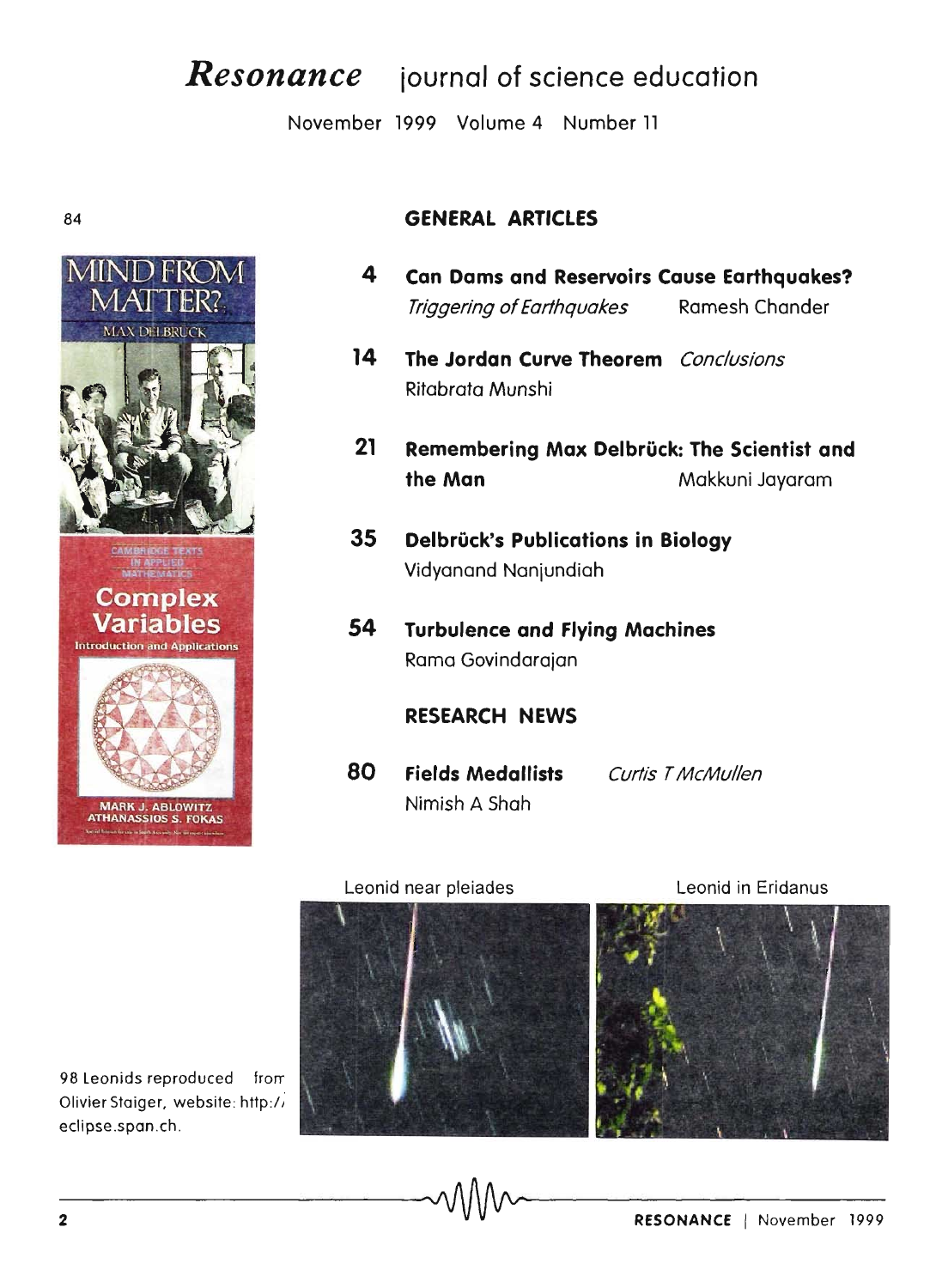# *Resonance* journal of science education

November 1999 Volume 4 Number 11

84

## GENERAL ARTICLES

**4** **Can Dams and Reservoirs Cause Earthquakes?**
*Triggering of Earthquakes* Ramesh Chander

**14** **The Jordan Curve Theorem** *Conclusions*
Ritabrata Munshi

**21** **Remembering Max Delbrück: The Scientist and the Man** Makkuni Jayaram

**35** **Delbrück's Publications in Biology**
Vidyanand Nanjundiah

**54** **Turbulence and Flying Machines**
Rama Govindarajan

## RESEARCH NEWS

**80** **Fields Medallists** *Curtis T McMullen*
Nimish A Shah

Leonid near pleiades

Leonid in Eridanus

98 Leonids reproduced from Olivier Staiger, website: http://eclipse.span.ch.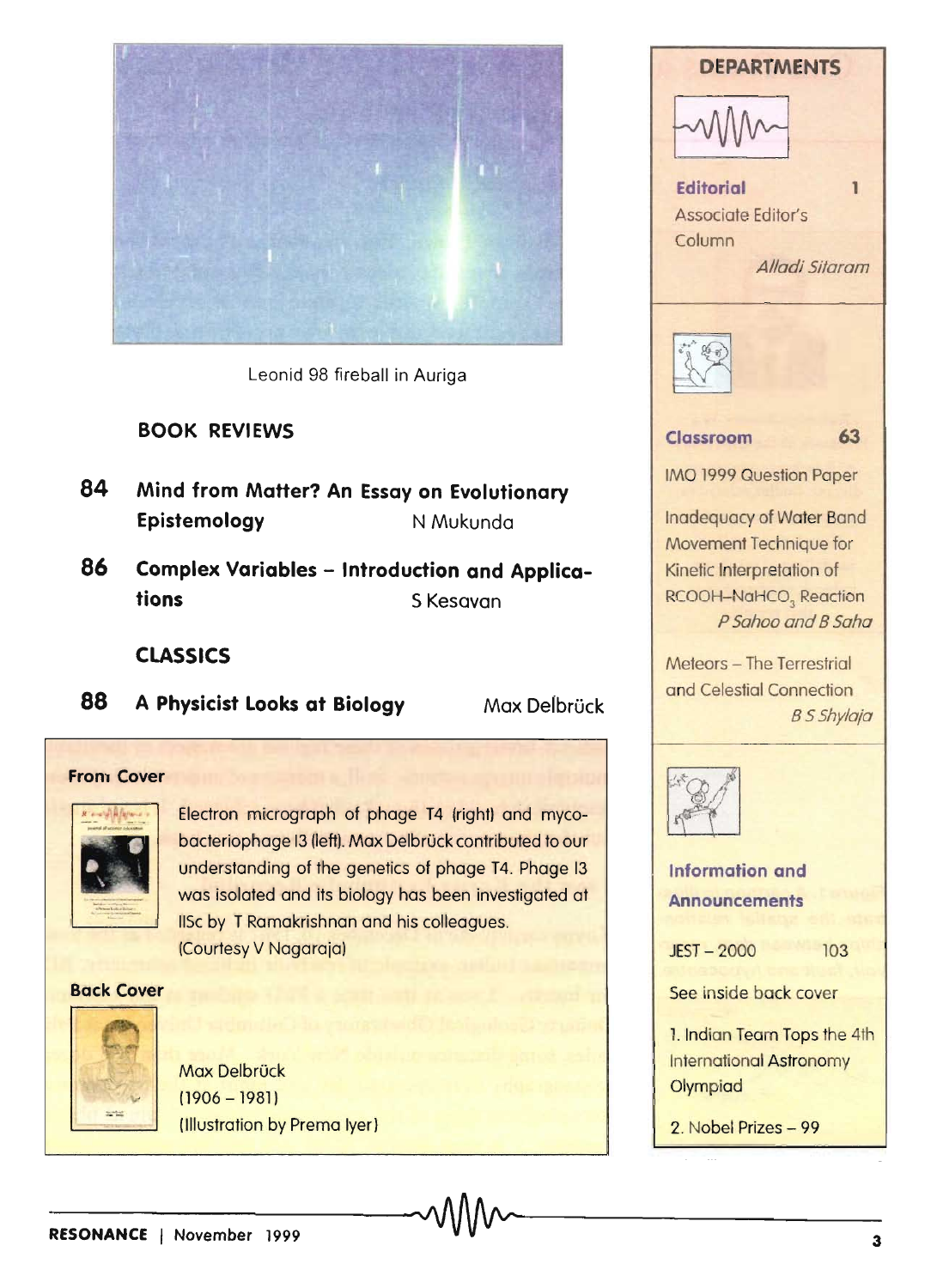Leonid 98 fireball in Auriga

## BOOK REVIEWS

**84 Mind from Matter? An Essay on Evolutionary Epistemology** — N Mukunda

**86 Complex Variables – Introduction and Applications** — S Kesavan

## CLASSICS

**88 A Physicist Looks at Biology** — Max Delbrück

**Front Cover**

Electron micrograph of phage T4 (right) and mycobacteriophage I3 (left). Max Delbrück contributed to our understanding of the genetics of phage T4. Phage I3 was isolated and its biology has been investigated at IISc by T Ramakrishnan and his colleagues. (Courtesy V Nagaraja)

**Back Cover**

Max Delbrück (1906 – 1981) (Illustration by Prema Iyer)

## DEPARTMENTS

**Editorial** 1

Associate Editor's Column

*Alladi Sitaram*

**Classroom** 63

IMO 1999 Question Paper

Inadequacy of Water Band Movement Technique for Kinetic Interpretation of RCOOH–$NaHCO_3$ Reaction

*P Sahoo and B Saha*

Meteors – The Terrestrial and Celestial Connection

*B S Shylaja*

**Information and Announcements**

JEST – 2000 103

See inside back cover

1. Indian Team Tops the 4th International Astronomy Olympiad

2. Nobel Prizes – 99